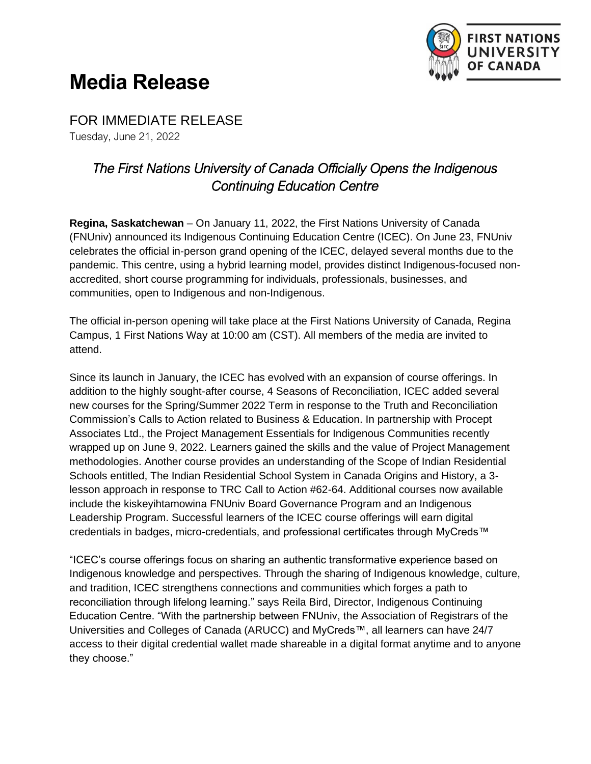# Media Release

FOR IMMEDIATE RELEASE

Tuesday, June 21, 2022

## *The First Nations University of Canada Officially Opens the Indigenous Continuing Education Centre*

**Regina, Saskatchewan** – On January 11, 2022, the First Nations University of Canada (FNUniv) announced its Indigenous Continuing Education Centre (ICEC). On June 23, FNUniv celebrates the official in-person grand opening of the ICEC, delayed several months due to the pandemic. This centre, using a hybrid learning model, provides distinct Indigenous-focused non-accredited, short course programming for individuals, professionals, businesses, and communities, open to Indigenous and non-Indigenous.

The official in-person opening will take place at the First Nations University of Canada, Regina Campus, 1 First Nations Way at 10:00 am (CST). All members of the media are invited to attend.

Since its launch in January, the ICEC has evolved with an expansion of course offerings. In addition to the highly sought-after course, 4 Seasons of Reconciliation, ICEC added several new courses for the Spring/Summer 2022 Term in response to the Truth and Reconciliation Commission's Calls to Action related to Business & Education. In partnership with Procept Associates Ltd., the Project Management Essentials for Indigenous Communities recently wrapped up on June 9, 2022. Learners gained the skills and the value of Project Management methodologies. Another course provides an understanding of the Scope of Indian Residential Schools entitled, The Indian Residential School System in Canada Origins and History, a 3-lesson approach in response to TRC Call to Action #62-64. Additional courses now available include the kiskeyihtamowina FNUniv Board Governance Program and an Indigenous Leadership Program. Successful learners of the ICEC course offerings will earn digital credentials in badges, micro-credentials, and professional certificates through MyCreds™

"ICEC's course offerings focus on sharing an authentic transformative experience based on Indigenous knowledge and perspectives. Through the sharing of Indigenous knowledge, culture, and tradition, ICEC strengthens connections and communities which forges a path to reconciliation through lifelong learning." says Reila Bird, Director, Indigenous Continuing Education Centre. "With the partnership between FNUniv, the Association of Registrars of the Universities and Colleges of Canada (ARUCC) and MyCreds™, all learners can have 24/7 access to their digital credential wallet made shareable in a digital format anytime and to anyone they choose."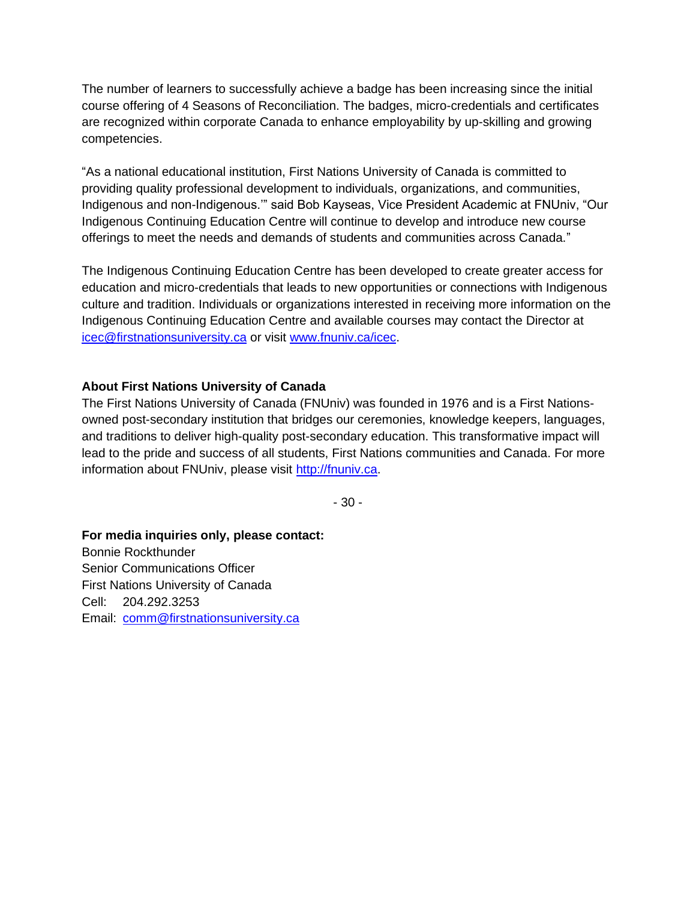The number of learners to successfully achieve a badge has been increasing since the initial course offering of 4 Seasons of Reconciliation. The badges, micro-credentials and certificates are recognized within corporate Canada to enhance employability by up-skilling and growing competencies.

"As a national educational institution, First Nations University of Canada is committed to providing quality professional development to individuals, organizations, and communities, Indigenous and non-Indigenous.'" said Bob Kayseas, Vice President Academic at FNUniv, "Our Indigenous Continuing Education Centre will continue to develop and introduce new course offerings to meet the needs and demands of students and communities across Canada."

The Indigenous Continuing Education Centre has been developed to create greater access for education and micro-credentials that leads to new opportunities or connections with Indigenous culture and tradition. Individuals or organizations interested in receiving more information on the Indigenous Continuing Education Centre and available courses may contact the Director at icec@firstnationsuniversity.ca or visit www.fnuniv.ca/icec.

**About First Nations University of Canada**

The First Nations University of Canada (FNUniv) was founded in 1976 and is a First Nations-owned post-secondary institution that bridges our ceremonies, knowledge keepers, languages, and traditions to deliver high-quality post-secondary education. This transformative impact will lead to the pride and success of all students, First Nations communities and Canada. For more information about FNUniv, please visit http://fnuniv.ca.

- 30 -

**For media inquiries only, please contact:**

Bonnie Rockthunder
Senior Communications Officer
First Nations University of Canada
Cell: 204.292.3253
Email: comm@firstnationsuniversity.ca